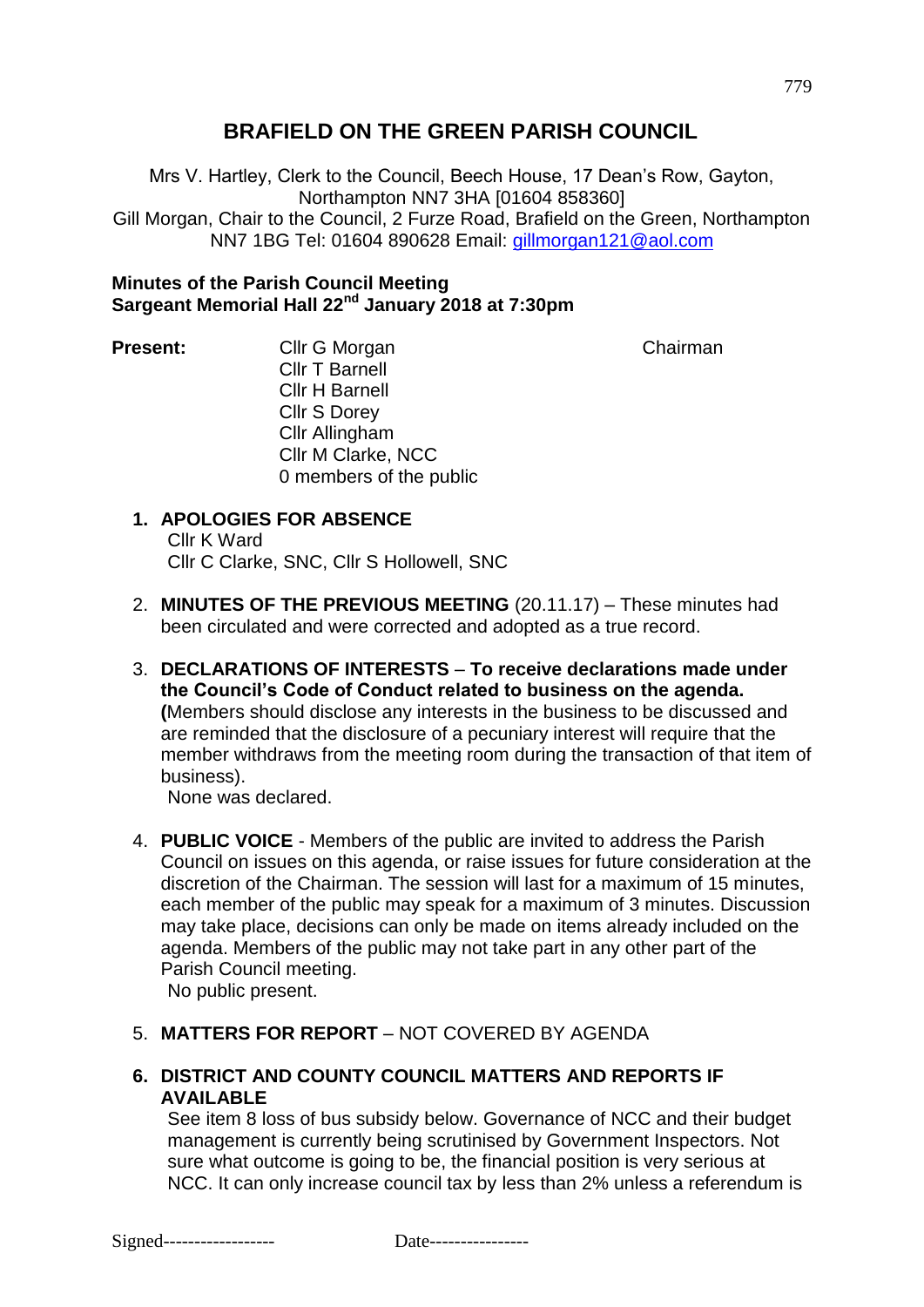# BRAFIELD ON THE GREEN PARISH COUNCIL

Mrs V. Hartley, Clerk to the Council, Beech House, 17 Dean's Row, Gayton, Northampton NN7 3HA [01604 858360]
Gill Morgan, Chair to the Council, 2 Furze Road, Brafield on the Green, Northampton NN7 1BG Tel: 01604 890628 Email: gillmorgan121@aol.com

**Minutes of the Parish Council Meeting**
**Sargeant Memorial Hall 22nd January 2018 at 7:30pm**

**Present:**

Cllr G Morgan — Chairman
Cllr T Barnell
Cllr H Barnell
Cllr S Dorey
Cllr Allingham
Cllr M Clarke, NCC
0 members of the public

1. **APOLOGIES FOR ABSENCE**
   Cllr K Ward
   Cllr C Clarke, SNC, Cllr S Hollowell, SNC

2. **MINUTES OF THE PREVIOUS MEETING** (20.11.17) – These minutes had been circulated and were corrected and adopted as a true record.

3. **DECLARATIONS OF INTERESTS** – **To receive declarations made under the Council's Code of Conduct related to business on the agenda. (**Members should disclose any interests in the business to be discussed and are reminded that the disclosure of a pecuniary interest will require that the member withdraws from the meeting room during the transaction of that item of business).
   None was declared.

4. **PUBLIC VOICE** - Members of the public are invited to address the Parish Council on issues on this agenda, or raise issues for future consideration at the discretion of the Chairman. The session will last for a maximum of 15 minutes, each member of the public may speak for a maximum of 3 minutes. Discussion may take place, decisions can only be made on items already included on the agenda. Members of the public may not take part in any other part of the Parish Council meeting.
   No public present.

5. **MATTERS FOR REPORT** – NOT COVERED BY AGENDA

6. **DISTRICT AND COUNTY COUNCIL MATTERS AND REPORTS IF AVAILABLE**
   See item 8 loss of bus subsidy below. Governance of NCC and their budget management is currently being scrutinised by Government Inspectors. Not sure what outcome is going to be, the financial position is very serious at NCC. It can only increase council tax by less than 2% unless a referendum is

Signed------------------ Date----------------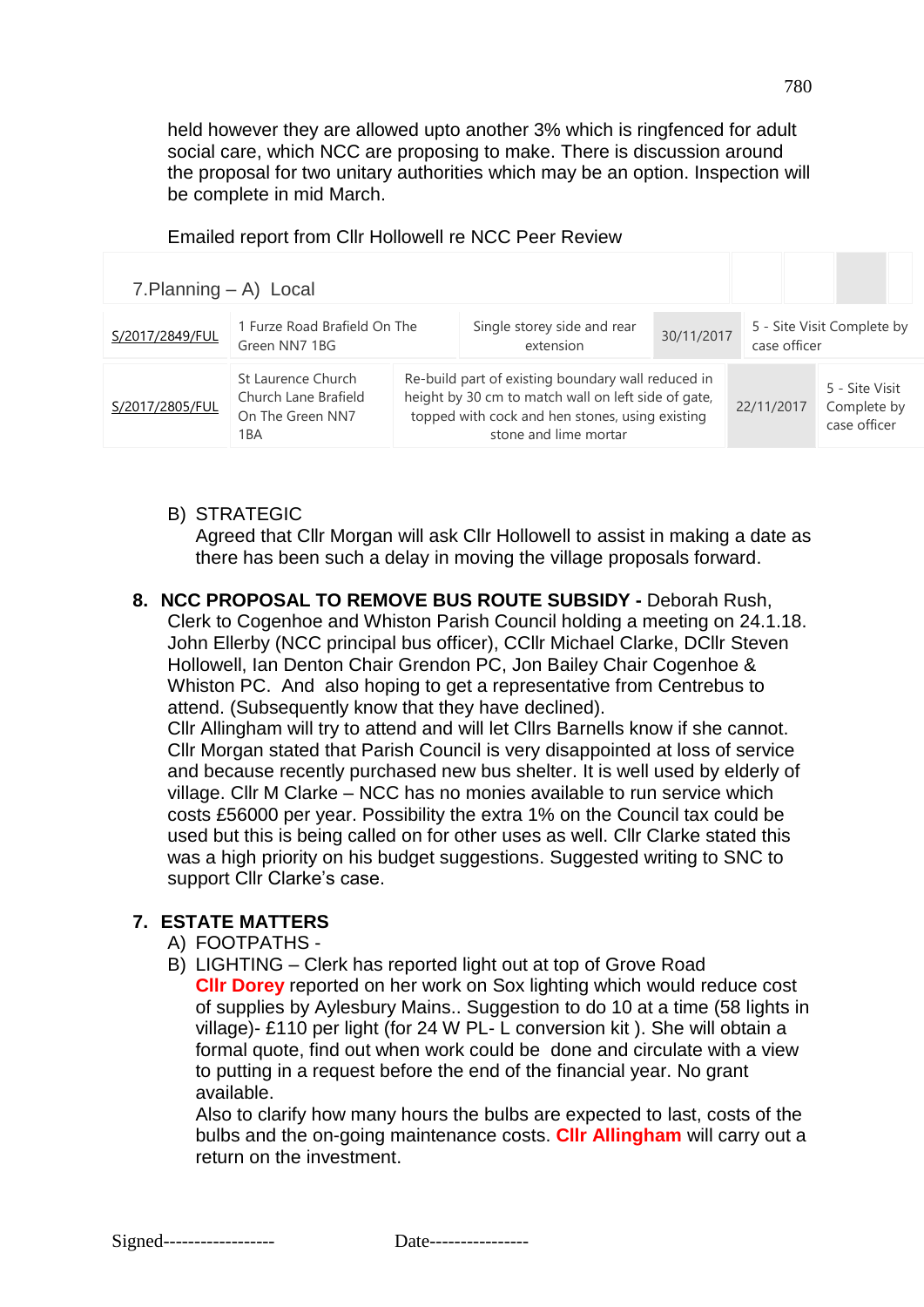held however they are allowed upto another 3% which is ringfenced for adult social care, which NCC are proposing to make. There is discussion around the proposal for two unitary authorities which may be an option. Inspection will be complete in mid March.

Emailed report from Cllr Hollowell re NCC Peer Review

7.Planning – A) Local

| | | | | |
|---|---|---|---|---|
| S/2017/2849/FUL | 1 Furze Road Brafield On The Green NN7 1BG | Single storey side and rear extension | 30/11/2017 | 5 - Site Visit Complete by case officer |
| S/2017/2805/FUL | St Laurence Church Church Lane Brafield On The Green NN7 1BA | Re-build part of existing boundary wall reduced in height by 30 cm to match wall on left side of gate, topped with cock and hen stones, using existing stone and lime mortar | 22/11/2017 | 5 - Site Visit Complete by case officer |

B) STRATEGIC
Agreed that Cllr Morgan will ask Cllr Hollowell to assist in making a date as there has been such a delay in moving the village proposals forward.

**8. NCC PROPOSAL TO REMOVE BUS ROUTE SUBSIDY -** Deborah Rush, Clerk to Cogenhoe and Whiston Parish Council holding a meeting on 24.1.18. John Ellerby (NCC principal bus officer), CCllr Michael Clarke, DCllr Steven Hollowell, Ian Denton Chair Grendon PC, Jon Bailey Chair Cogenhoe & Whiston PC. And also hoping to get a representative from Centrebus to attend. (Subsequently know that they have declined).
Cllr Allingham will try to attend and will let Cllrs Barnells know if she cannot. Cllr Morgan stated that Parish Council is very disappointed at loss of service and because recently purchased new bus shelter. It is well used by elderly of village. Cllr M Clarke – NCC has no monies available to run service which costs £56000 per year. Possibility the extra 1% on the Council tax could be used but this is being called on for other uses as well. Cllr Clarke stated this was a high priority on his budget suggestions. Suggested writing to SNC to support Cllr Clarke's case.

**7. ESTATE MATTERS**

A) FOOTPATHS -
B) LIGHTING – Clerk has reported light out at top of Grove Road
**Cllr Dorey** reported on her work on Sox lighting which would reduce cost of supplies by Aylesbury Mains.. Suggestion to do 10 at a time (58 lights in village)- £110 per light (for 24 W PL- L conversion kit ). She will obtain a formal quote, find out when work could be done and circulate with a view to putting in a request before the end of the financial year. No grant available.
Also to clarify how many hours the bulbs are expected to last, costs of the bulbs and the on-going maintenance costs. **Cllr Allingham** will carry out a return on the investment.

Signed----------------- Date---------------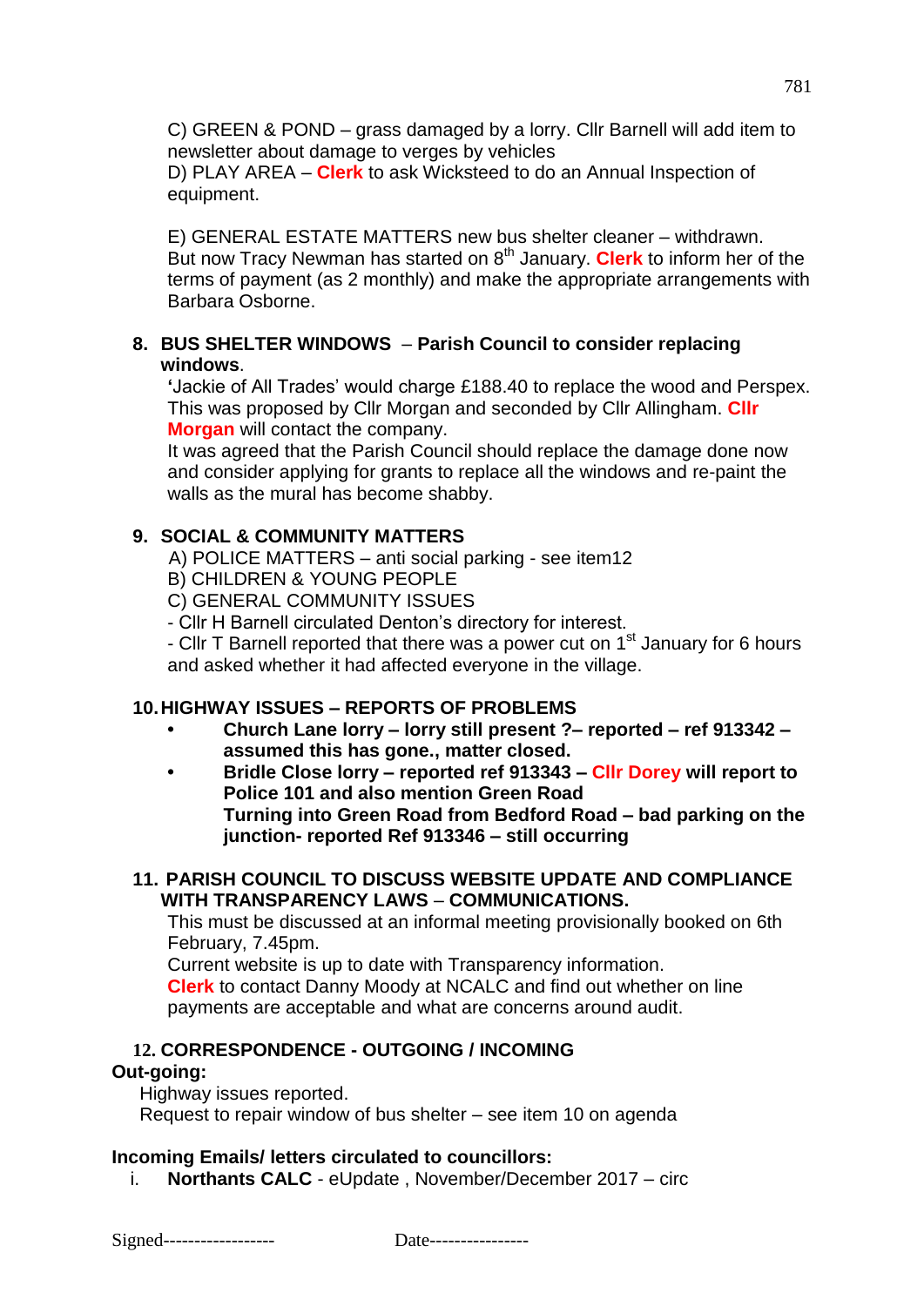C) GREEN & POND – grass damaged by a lorry. Cllr Barnell will add item to newsletter about damage to verges by vehicles

D) PLAY AREA – **Clerk** to ask Wicksteed to do an Annual Inspection of equipment.

E) GENERAL ESTATE MATTERS new bus shelter cleaner – withdrawn. But now Tracy Newman has started on 8th January. **Clerk** to inform her of the terms of payment (as 2 monthly) and make the appropriate arrangements with Barbara Osborne.

**8. BUS SHELTER WINDOWS – Parish Council to consider replacing windows.**

'Jackie of All Trades' would charge £188.40 to replace the wood and Perspex. This was proposed by Cllr Morgan and seconded by Cllr Allingham. **Cllr Morgan** will contact the company.

It was agreed that the Parish Council should replace the damage done now and consider applying for grants to replace all the windows and re-paint the walls as the mural has become shabby.

**9. SOCIAL & COMMUNITY MATTERS**

A) POLICE MATTERS – anti social parking - see item12

B) CHILDREN & YOUNG PEOPLE

C) GENERAL COMMUNITY ISSUES

- Cllr H Barnell circulated Denton's directory for interest.
- Cllr T Barnell reported that there was a power cut on 1st January for 6 hours and asked whether it had affected everyone in the village.

**10. HIGHWAY ISSUES – REPORTS OF PROBLEMS**

- **Church Lane lorry – lorry still present ?– reported – ref 913342 – assumed this has gone., matter closed.**
- **Bridle Close lorry – reported ref 913343 – Cllr Dorey will report to Police 101 and also mention Green Road**
  **Turning into Green Road from Bedford Road – bad parking on the junction- reported Ref 913346 – still occurring**

**11. PARISH COUNCIL TO DISCUSS WEBSITE UPDATE AND COMPLIANCE WITH TRANSPARENCY LAWS – COMMUNICATIONS.**

This must be discussed at an informal meeting provisionally booked on 6th February, 7.45pm.

Current website is up to date with Transparency information.

**Clerk** to contact Danny Moody at NCALC and find out whether on line payments are acceptable and what are concerns around audit.

**12. CORRESPONDENCE - OUTGOING / INCOMING**

**Out-going:**

Highway issues reported.

Request to repair window of bus shelter – see item 10 on agenda

**Incoming Emails/ letters circulated to councillors:**

i. **Northants CALC** - eUpdate , November/December 2017 – circ

Signed------------------ Date----------------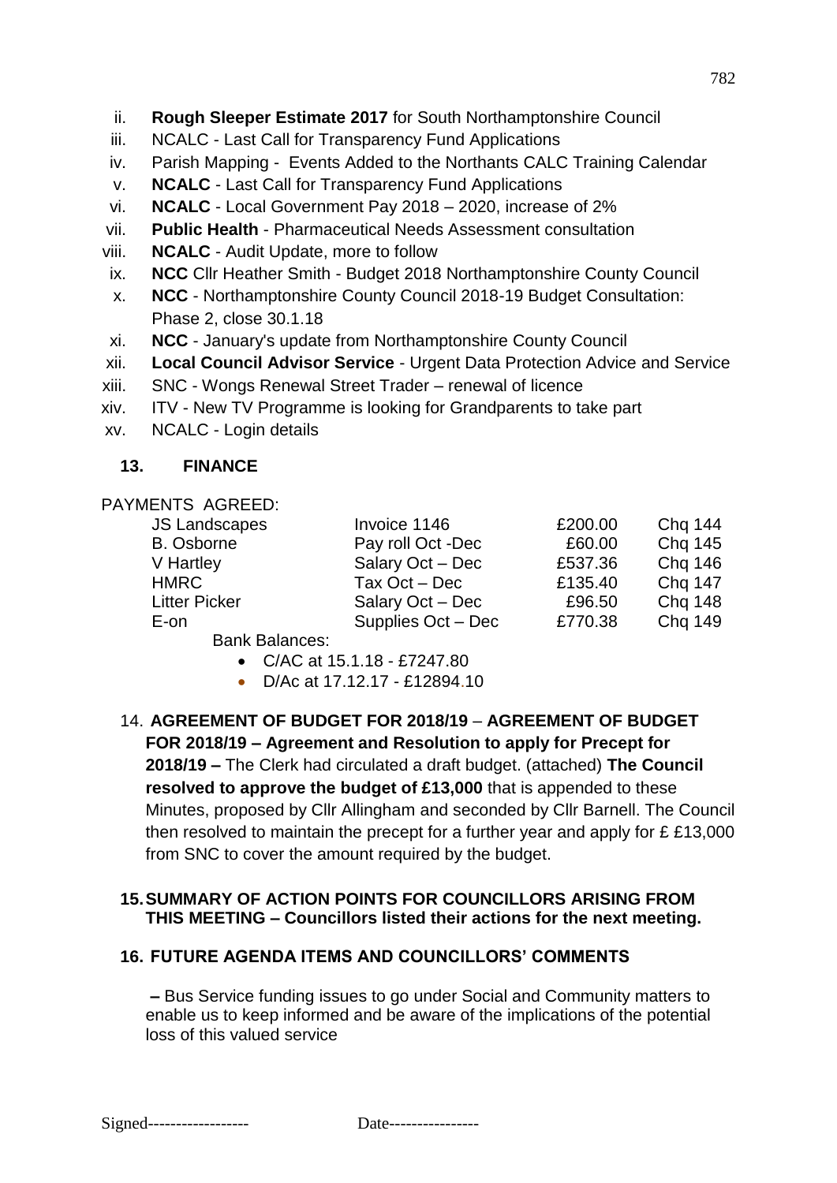ii. **Rough Sleeper Estimate 2017** for South Northamptonshire Council
iii. NCALC - Last Call for Transparency Fund Applications
iv. Parish Mapping - Events Added to the Northants CALC Training Calendar
v. **NCALC** - Last Call for Transparency Fund Applications
vi. **NCALC** - Local Government Pay 2018 – 2020, increase of 2%
vii. **Public Health** - Pharmaceutical Needs Assessment consultation
viii. **NCALC** - Audit Update, more to follow
ix. **NCC** Cllr Heather Smith - Budget 2018 Northamptonshire County Council
x. **NCC** - Northamptonshire County Council 2018-19 Budget Consultation: Phase 2, close 30.1.18
xi. **NCC** - January's update from Northamptonshire County Council
xii. **Local Council Advisor Service** - Urgent Data Protection Advice and Service
xiii. SNC - Wongs Renewal Street Trader – renewal of licence
xiv. ITV - New TV Programme is looking for Grandparents to take part
xv. NCALC - Login details

### 13. FINANCE

PAYMENTS AGREED:

| | | | |
|---|---|---|---|
| JS Landscapes | Invoice 1146 | £200.00 | Chq 144 |
| B. Osborne | Pay roll Oct -Dec | £60.00 | Chq 145 |
| V Hartley | Salary Oct – Dec | £537.36 | Chq 146 |
| HMRC | Tax Oct – Dec | £135.40 | Chq 147 |
| Litter Picker | Salary Oct – Dec | £96.50 | Chq 148 |
| E-on | Supplies Oct – Dec | £770.38 | Chq 149 |

Bank Balances:

- C/AC at 15.1.18 - £7247.80
- D/Ac at 17.12.17 - £12894.10

14. **AGREEMENT OF BUDGET FOR 2018/19** – **AGREEMENT OF BUDGET FOR 2018/19 – Agreement and Resolution to apply for Precept for 2018/19 –** The Clerk had circulated a draft budget. (attached) **The Council resolved to approve the budget of £13,000** that is appended to these Minutes, proposed by Cllr Allingham and seconded by Cllr Barnell. The Council then resolved to maintain the precept for a further year and apply for £ £13,000 from SNC to cover the amount required by the budget.

### 15. SUMMARY OF ACTION POINTS FOR COUNCILLORS ARISING FROM THIS MEETING – Councillors listed their actions for the next meeting.

### 16. FUTURE AGENDA ITEMS AND COUNCILLORS' COMMENTS

**–** Bus Service funding issues to go under Social and Community matters to enable us to keep informed and be aware of the implications of the potential loss of this valued service

Signed------------------ Date----------------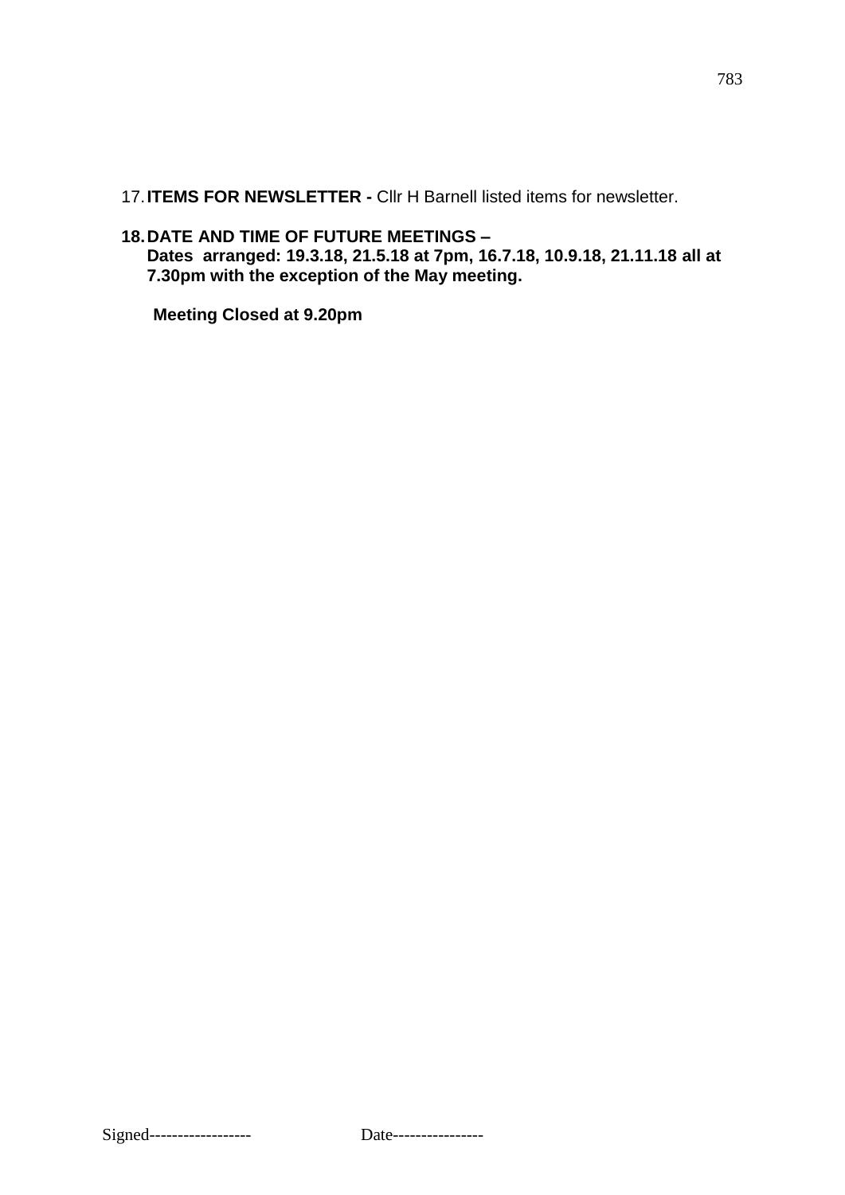17. **ITEMS FOR NEWSLETTER -** Cllr H Barnell listed items for newsletter.

18. **DATE AND TIME OF FUTURE MEETINGS –**
    **Dates arranged: 19.3.18, 21.5.18 at 7pm, 16.7.18, 10.9.18, 21.11.18 all at 7.30pm with the exception of the May meeting.**

    **Meeting Closed at 9.20pm**

Signed------------------ Date----------------